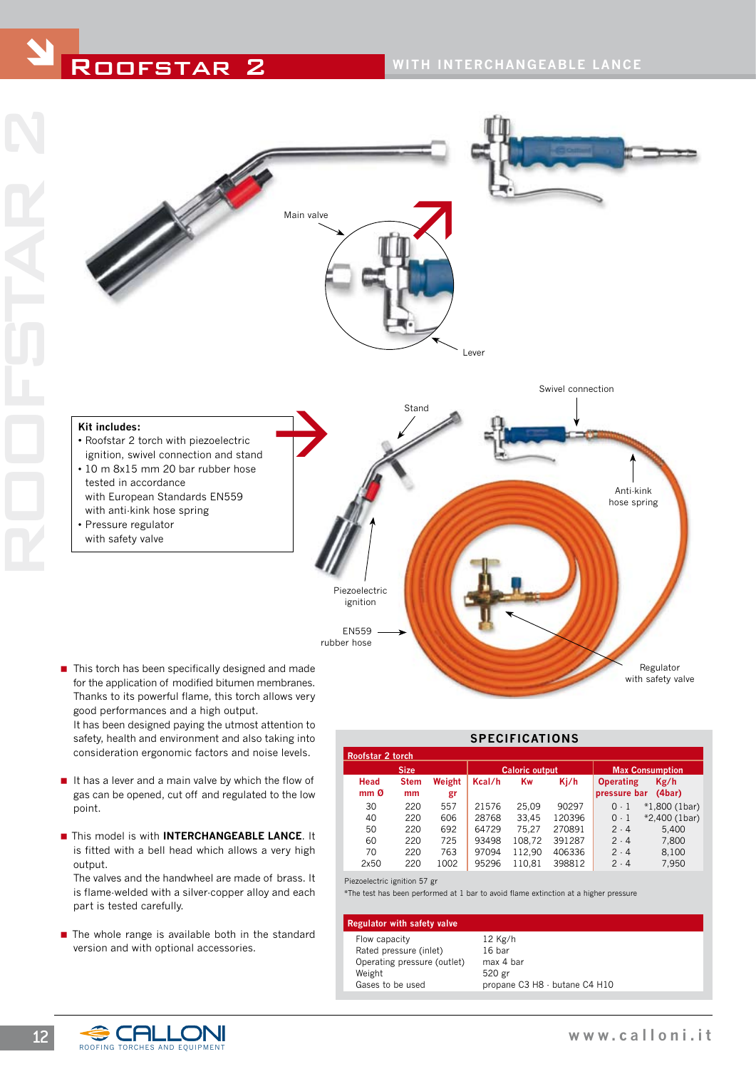# ROOFSTAR 2

WITH INTERCHANGEABLE LANCE

Main valve

Lever

Stand

Swivel connection

Anti-kink hose spring

Piezoelectric ignition

EN559 rubber hose

Regulator with safety valve

**Kit includes:**
- Roofstar 2 torch with piezoelectric ignition, swivel connection and stand
- 10 m 8x15 mm 20 bar rubber hose tested in accordance with European Standards EN559 with anti-kink hose spring
- Pressure regulator with safety valve

- This torch has been specifically designed and made for the application of modified bitumen membranes. Thanks to its powerful flame, this torch allows very good performances and a high output.
  It has been designed paying the utmost attention to safety, health and environment and also taking into consideration ergonomic factors and noise levels.
- It has a lever and a main valve by which the flow of gas can be opened, cut off and regulated to the low point.
- This model is with **INTERCHANGEABLE LANCE**. It is fitted with a bell head which allows a very high output.
  The valves and the handwheel are made of brass. It is flame-welded with a silver-copper alloy and each part is tested carefully.
- The whole range is available both in the standard version and with optional accessories.

## SPECIFICATIONS

**Roofstar 2 torch**

| Size | | | Caloric output | | | Max Consumption | |
|---|---|---|---|---|---|---|---|
| Head mm Ø | Stem mm | Weight gr | Kcal/h | Kw | Kj/h | Operating pressure bar | Kg/h (4bar) |
| 30 | 220 | 557 | 21576 | 25,09 | 90297 | 0 - 1 | *1,800 (1bar) |
| 40 | 220 | 606 | 28768 | 33,45 | 120396 | 0 - 1 | *2,400 (1bar) |
| 50 | 220 | 692 | 64729 | 75,27 | 270891 | 2 - 4 | 5,400 |
| 60 | 220 | 725 | 93498 | 108,72 | 391287 | 2 - 4 | 7,800 |
| 70 | 220 | 763 | 97094 | 112,90 | 406336 | 2 - 4 | 8,100 |
| 2x50 | 220 | 1002 | 95296 | 110,81 | 398812 | 2 - 4 | 7,950 |

Piezoelectric ignition 57 gr

*The test has been performed at 1 bar to avoid flame extinction at a higher pressure

**Regulator with safety valve**

| | |
|---|---|
| Flow capacity | 12 Kg/h |
| Rated pressure (inlet) | 16 bar |
| Operating pressure (outlet) | max 4 bar |
| Weight | 520 gr |
| Gases to be used | propane C3 H8 - butane C4 H10 |

CALLONI ROOFING TORCHES AND EQUIPMENT

www.calloni.it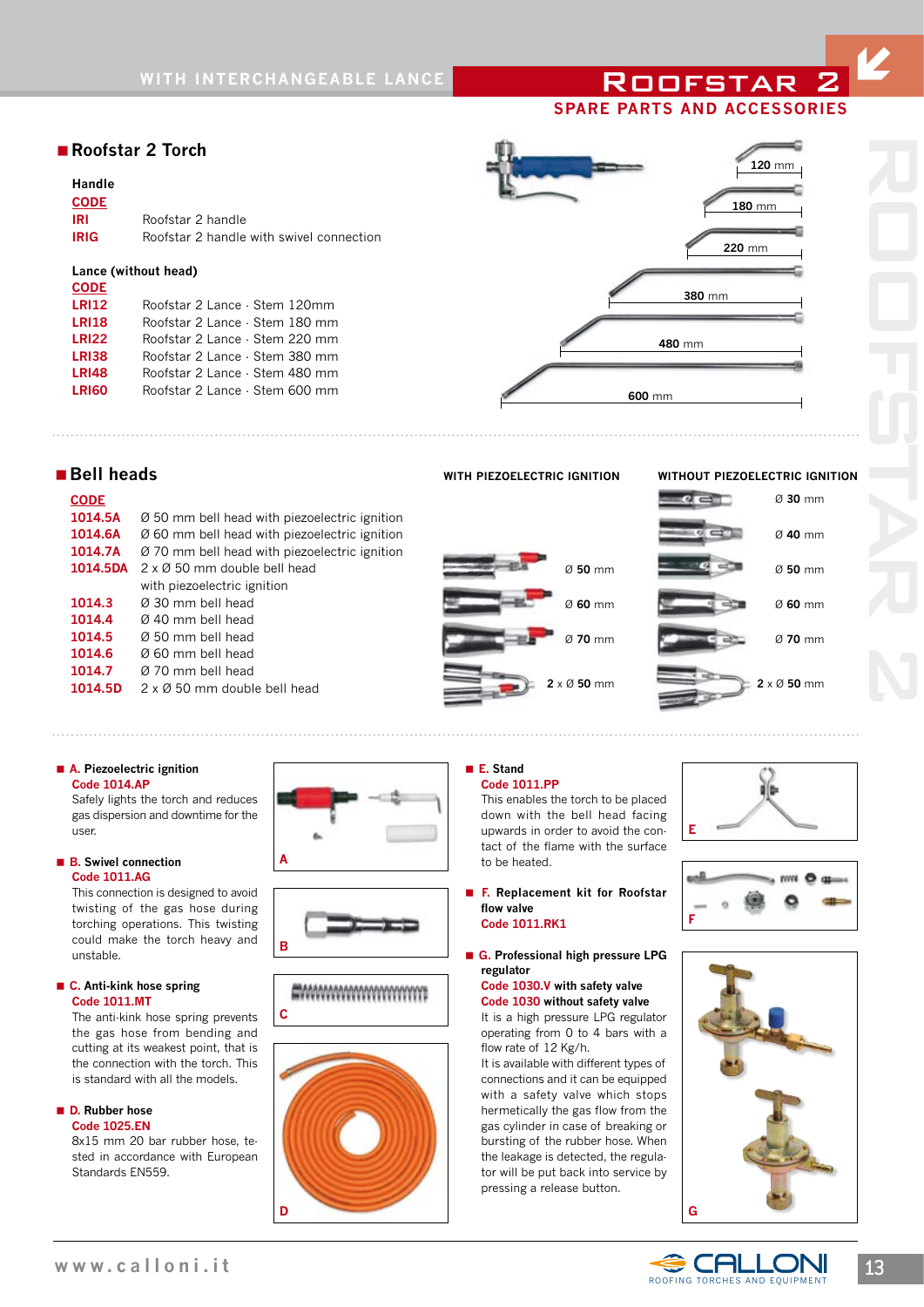## Roofstar 2 Torch

### Handle

| CODE | |
|---|---|
| IRI | Roofstar 2 handle |
| IRIG | Roofstar 2 handle with swivel connection |

### Lance (without head)

| CODE | |
|---|---|
| LRI12 | Roofstar 2 Lance · Stem 120mm |
| LRI18 | Roofstar 2 Lance · Stem 180 mm |
| LRI22 | Roofstar 2 Lance · Stem 220 mm |
| LRI38 | Roofstar 2 Lance · Stem 380 mm |
| LRI48 | Roofstar 2 Lance · Stem 480 mm |
| LRI60 | Roofstar 2 Lance · Stem 600 mm |

120 mm
180 mm
220 mm
380 mm
480 mm
600 mm

## Bell heads

| CODE | |
|---|---|
| 1014.5A | Ø 50 mm bell head with piezoelectric ignition |
| 1014.6A | Ø 60 mm bell head with piezoelectric ignition |
| 1014.7A | Ø 70 mm bell head with piezoelectric ignition |
| 1014.5DA | 2 x Ø 50 mm double bell head with piezoelectric ignition |
| 1014.3 | Ø 30 mm bell head |
| 1014.4 | Ø 40 mm bell head |
| 1014.5 | Ø 50 mm bell head |
| 1014.6 | Ø 60 mm bell head |
| 1014.7 | Ø 70 mm bell head |
| 1014.5D | 2 x Ø 50 mm double bell head |

WITH PIEZOELECTRIC IGNITION
Ø 50 mm
Ø 60 mm
Ø 70 mm
2 x Ø 50 mm

WITHOUT PIEZOELECTRIC IGNITION
Ø 30 mm
Ø 40 mm
Ø 50 mm
Ø 60 mm
Ø 70 mm
2 x Ø 50 mm

### A. Piezoelectric ignition
**Code 1014.AP**
Safely lights the torch and reduces gas dispersion and downtime for the user.

### B. Swivel connection
**Code 1011.AG**
This connection is designed to avoid twisting of the gas hose during torching operations. This twisting could make the torch heavy and unstable.

### C. Anti-kink hose spring
**Code 1011.MT**
The anti-kink hose spring prevents the gas hose from bending and cutting at its weakest point, that is the connection with the torch. This is standard with all the models.

### D. Rubber hose
**Code 1025.EN**
8x15 mm 20 bar rubber hose, tested in accordance with European Standards EN559.

### E. Stand
**Code 1011.PP**
This enables the torch to be placed down with the bell head facing upwards in order to avoid the contact of the flame with the surface to be heated.

### F. Replacement kit for Roofstar flow valve
**Code 1011.RK1**

### G. Professional high pressure LPG regulator
**Code 1030.V** with safety valve
**Code 1030** without safety valve
It is a high pressure LPG regulator operating from 0 to 4 bars with a flow rate of 12 Kg/h.
It is available with different types of connections and it can be equipped with a safety valve which stops hermetically the gas flow from the gas cylinder in case of breaking or bursting of the rubber hose. When the leakage is detected, the regulator will be put back into service by pressing a release button.